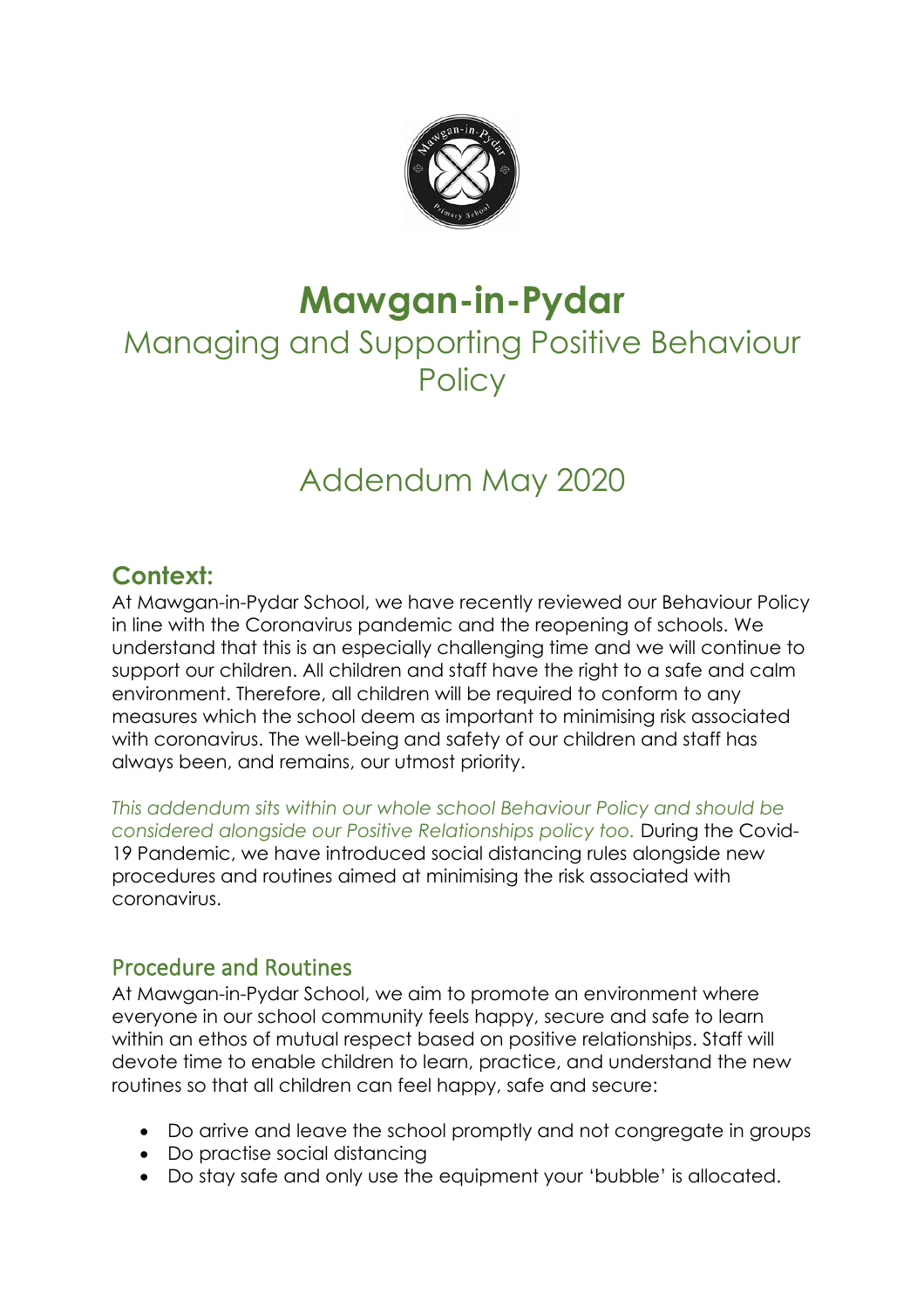# Mawgan-in-Pydar

## Managing and Supporting Positive Behaviour Policy

## Addendum May 2020

## Context:

At Mawgan-in-Pydar School, we have recently reviewed our Behaviour Policy in line with the Coronavirus pandemic and the reopening of schools. We understand that this is an especially challenging time and we will continue to support our children. All children and staff have the right to a safe and calm environment. Therefore, all children will be required to conform to any measures which the school deem as important to minimising risk associated with coronavirus. The well-being and safety of our children and staff has always been, and remains, our utmost priority.

*This addendum sits within our whole school Behaviour Policy and should be considered alongside our Positive Relationships policy too.* During the Covid-19 Pandemic, we have introduced social distancing rules alongside new procedures and routines aimed at minimising the risk associated with coronavirus.

### Procedure and Routines

At Mawgan-in-Pydar School, we aim to promote an environment where everyone in our school community feels happy, secure and safe to learn within an ethos of mutual respect based on positive relationships. Staff will devote time to enable children to learn, practice, and understand the new routines so that all children can feel happy, safe and secure:

- Do arrive and leave the school promptly and not congregate in groups
- Do practise social distancing
- Do stay safe and only use the equipment your 'bubble' is allocated.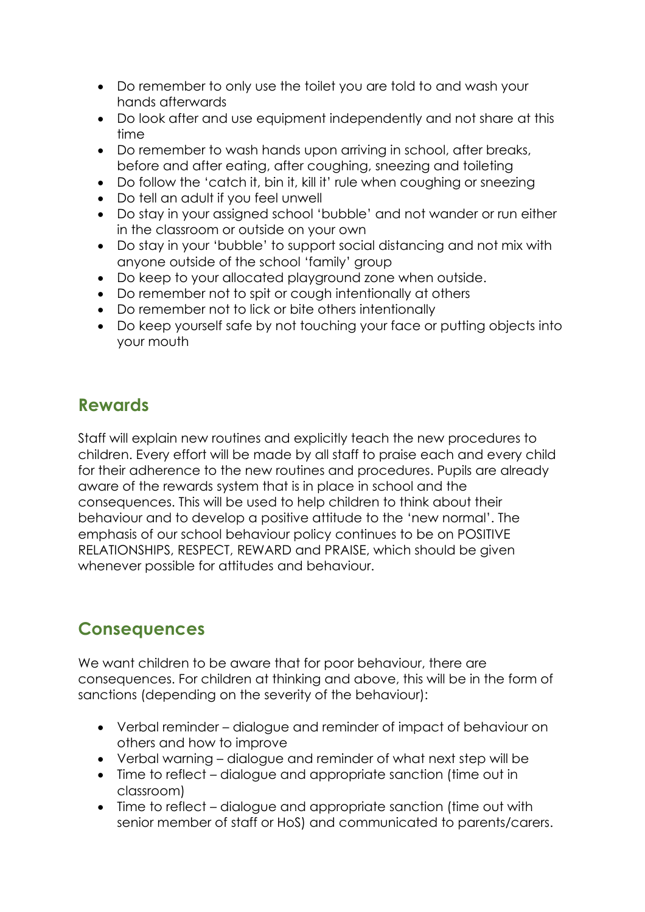- Do remember to only use the toilet you are told to and wash your hands afterwards
- Do look after and use equipment independently and not share at this time
- Do remember to wash hands upon arriving in school, after breaks, before and after eating, after coughing, sneezing and toileting
- Do follow the 'catch it, bin it, kill it' rule when coughing or sneezing
- Do tell an adult if you feel unwell
- Do stay in your assigned school 'bubble' and not wander or run either in the classroom or outside on your own
- Do stay in your 'bubble' to support social distancing and not mix with anyone outside of the school 'family' group
- Do keep to your allocated playground zone when outside.
- Do remember not to spit or cough intentionally at others
- Do remember not to lick or bite others intentionally
- Do keep yourself safe by not touching your face or putting objects into your mouth

## Rewards

Staff will explain new routines and explicitly teach the new procedures to children. Every effort will be made by all staff to praise each and every child for their adherence to the new routines and procedures. Pupils are already aware of the rewards system that is in place in school and the consequences. This will be used to help children to think about their behaviour and to develop a positive attitude to the 'new normal'. The emphasis of our school behaviour policy continues to be on POSITIVE RELATIONSHIPS, RESPECT, REWARD and PRAISE, which should be given whenever possible for attitudes and behaviour.

## Consequences

We want children to be aware that for poor behaviour, there are consequences. For children at thinking and above, this will be in the form of sanctions (depending on the severity of the behaviour):

- Verbal reminder – dialogue and reminder of impact of behaviour on others and how to improve
- Verbal warning – dialogue and reminder of what next step will be
- Time to reflect – dialogue and appropriate sanction (time out in classroom)
- Time to reflect – dialogue and appropriate sanction (time out with senior member of staff or HoS) and communicated to parents/carers.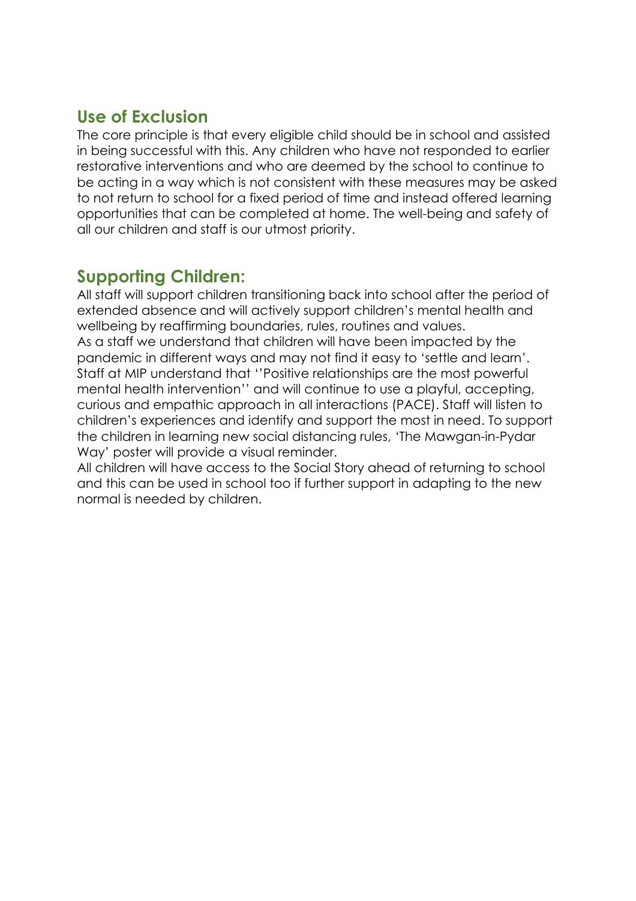## Use of Exclusion

The core principle is that every eligible child should be in school and assisted in being successful with this. Any children who have not responded to earlier restorative interventions and who are deemed by the school to continue to be acting in a way which is not consistent with these measures may be asked to not return to school for a fixed period of time and instead offered learning opportunities that can be completed at home. The well-being and safety of all our children and staff is our utmost priority.

## Supporting Children:

All staff will support children transitioning back into school after the period of extended absence and will actively support children's mental health and wellbeing by reaffirming boundaries, rules, routines and values.
As a staff we understand that children will have been impacted by the pandemic in different ways and may not find it easy to 'settle and learn'. Staff at MIP understand that ''Positive relationships are the most powerful mental health intervention'' and will continue to use a playful, accepting, curious and empathic approach in all interactions (PACE). Staff will listen to children's experiences and identify and support the most in need. To support the children in learning new social distancing rules, 'The Mawgan-in-Pydar Way' poster will provide a visual reminder.
All children will have access to the Social Story ahead of returning to school and this can be used in school too if further support in adapting to the new normal is needed by children.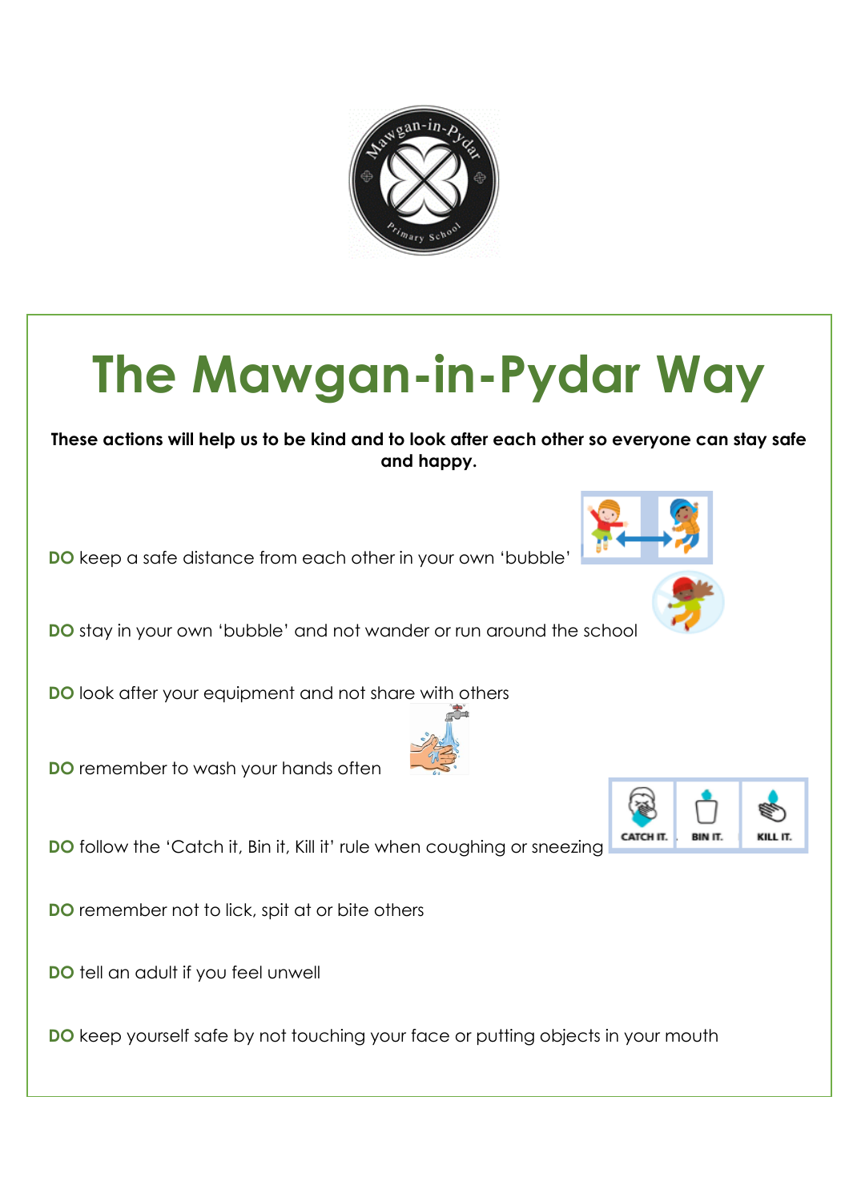# The Mawgan-in-Pydar Way

**These actions will help us to be kind and to look after each other so everyone can stay safe and happy.**

**DO** keep a safe distance from each other in your own 'bubble'

**DO** stay in your own 'bubble' and not wander or run around the school

**DO** look after your equipment and not share with others

**DO** remember to wash your hands often

**DO** follow the 'Catch it, Bin it, Kill it' rule when coughing or sneezing

**DO** remember not to lick, spit at or bite others

**DO** tell an adult if you feel unwell

**DO** keep yourself safe by not touching your face or putting objects in your mouth